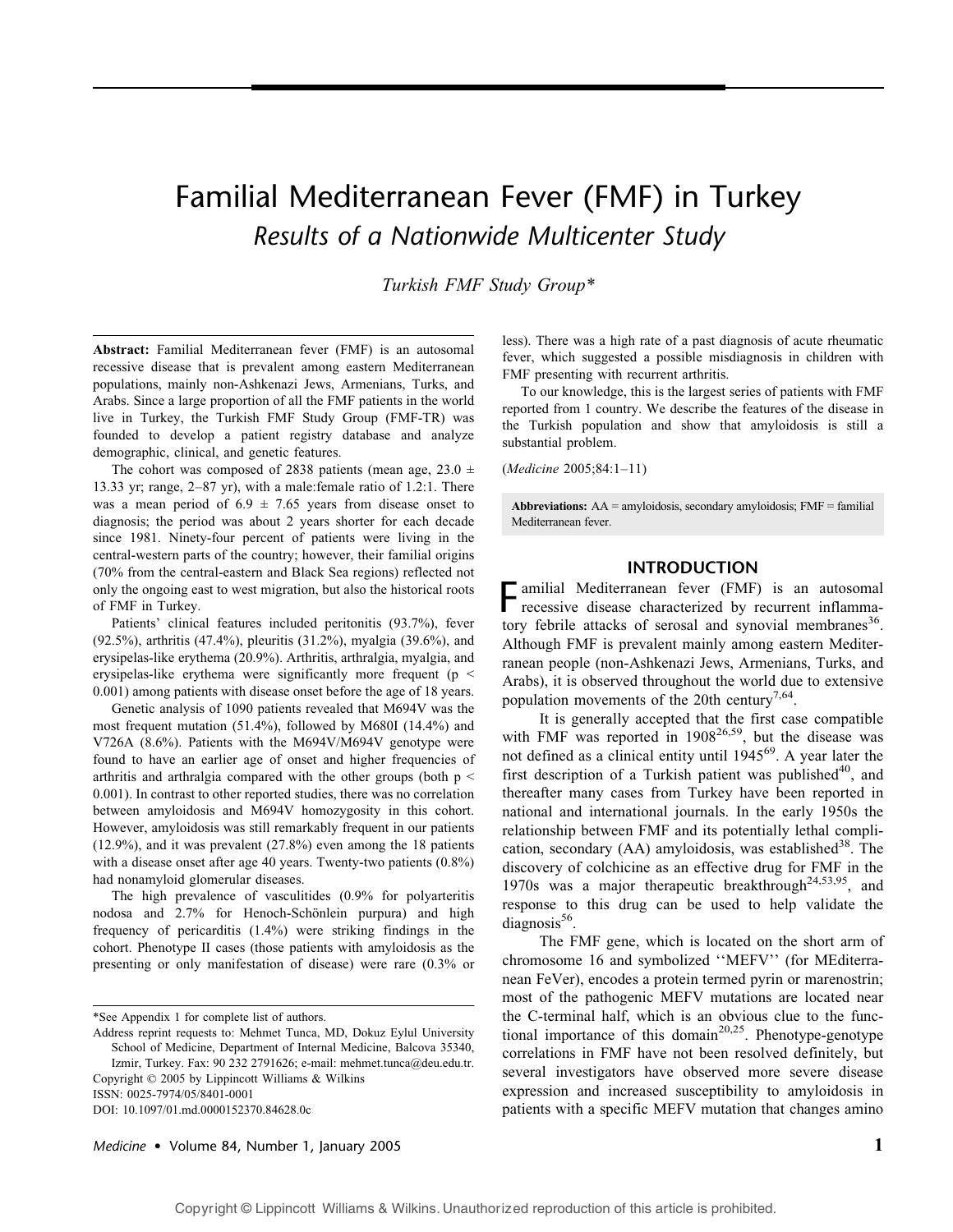# Familial Mediterranean Fever (FMF) in Turkey

## *Results of a Nationwide Multicenter Study*

*Turkish FMF Study Group**

**Abstract:** Familial Mediterranean fever (FMF) is an autosomal recessive disease that is prevalent among eastern Mediterranean populations, mainly non-Ashkenazi Jews, Armenians, Turks, and Arabs. Since a large proportion of all the FMF patients in the world live in Turkey, the Turkish FMF Study Group (FMF-TR) was founded to develop a patient registry database and analyze demographic, clinical, and genetic features.

The cohort was composed of 2838 patients (mean age, $23.0 \pm 13.33$ yr; range, 2–87 yr), with a male:female ratio of 1.2:1. There was a mean period of $6.9 \pm 7.65$ years from disease onset to diagnosis; the period was about 2 years shorter for each decade since 1981. Ninety-four percent of patients were living in the central-western parts of the country; however, their familial origins (70% from the central-eastern and Black Sea regions) reflected not only the ongoing east to west migration, but also the historical roots of FMF in Turkey.

Patients' clinical features included peritonitis (93.7%), fever (92.5%), arthritis (47.4%), pleuritis (31.2%), myalgia (39.6%), and erysipelas-like erythema (20.9%). Arthritis, arthralgia, myalgia, and erysipelas-like erythema were significantly more frequent ($p < 0.001$) among patients with disease onset before the age of 18 years.

Genetic analysis of 1090 patients revealed that M694V was the most frequent mutation (51.4%), followed by M680I (14.4%) and V726A (8.6%). Patients with the M694V/M694V genotype were found to have an earlier age of onset and higher frequencies of arthritis and arthralgia compared with the other groups (both $p < 0.001$). In contrast to other reported studies, there was no correlation between amyloidosis and M694V homozygosity in this cohort. However, amyloidosis was still remarkably frequent in our patients (12.9%), and it was prevalent (27.8%) even among the 18 patients with a disease onset after age 40 years. Twenty-two patients (0.8%) had nonamyloid glomerular diseases.

The high prevalence of vasculitides (0.9% for polyarteritis nodosa and 2.7% for Henoch-Schönlein purpura) and high frequency of pericarditis (1.4%) were striking findings in the cohort. Phenotype II cases (those patients with amyloidosis as the presenting or only manifestation of disease) were rare (0.3% or less). There was a high rate of a past diagnosis of acute rheumatic fever, which suggested a possible misdiagnosis in children with FMF presenting with recurrent arthritis.

To our knowledge, this is the largest series of patients with FMF reported from 1 country. We describe the features of the disease in the Turkish population and show that amyloidosis is still a substantial problem.

(*Medicine* 2005;84:1–11)

**Abbreviations:** AA = amyloidosis, secondary amyloidosis; FMF = familial Mediterranean fever.

*See Appendix 1 for complete list of authors.

Address reprint requests to: Mehmet Tunca, MD, Dokuz Eylul University School of Medicine, Department of Internal Medicine, Balcova 35340, Izmir, Turkey. Fax: 90 232 2791626; e-mail: mehmet.tunca@deu.edu.tr.

Copyright © 2005 by Lippincott Williams & Wilkins

ISSN: 0025-7974/05/8401-0001

DOI: 10.1097/01.md.0000152370.84628.0c

## INTRODUCTION

Familial Mediterranean fever (FMF) is an autosomal recessive disease characterized by recurrent inflammatory febrile attacks of serosal and synovial membranes[36]. Although FMF is prevalent mainly among eastern Mediterranean people (non-Ashkenazi Jews, Armenians, Turks, and Arabs), it is observed throughout the world due to extensive population movements of the 20th century[7,64].

It is generally accepted that the first case compatible with FMF was reported in 1908[26,59], but the disease was not defined as a clinical entity until 1945[69]. A year later the first description of a Turkish patient was published[40], and thereafter many cases from Turkey have been reported in national and international journals. In the early 1950s the relationship between FMF and its potentially lethal complication, secondary (AA) amyloidosis, was established[38]. The discovery of colchicine as an effective drug for FMF in the 1970s was a major therapeutic breakthrough[24,53,95], and response to this drug can be used to help validate the diagnosis[56].

The FMF gene, which is located on the short arm of chromosome 16 and symbolized ''MEFV'' (for MEditerranean FeVer), encodes a protein termed pyrin or marenostrin; most of the pathogenic MEFV mutations are located near the C-terminal half, which is an obvious clue to the functional importance of this domain[20,25]. Phenotype-genotype correlations in FMF have not been resolved definitely, but several investigators have observed more severe disease expression and increased susceptibility to amyloidosis in patients with a specific MEFV mutation that changes amino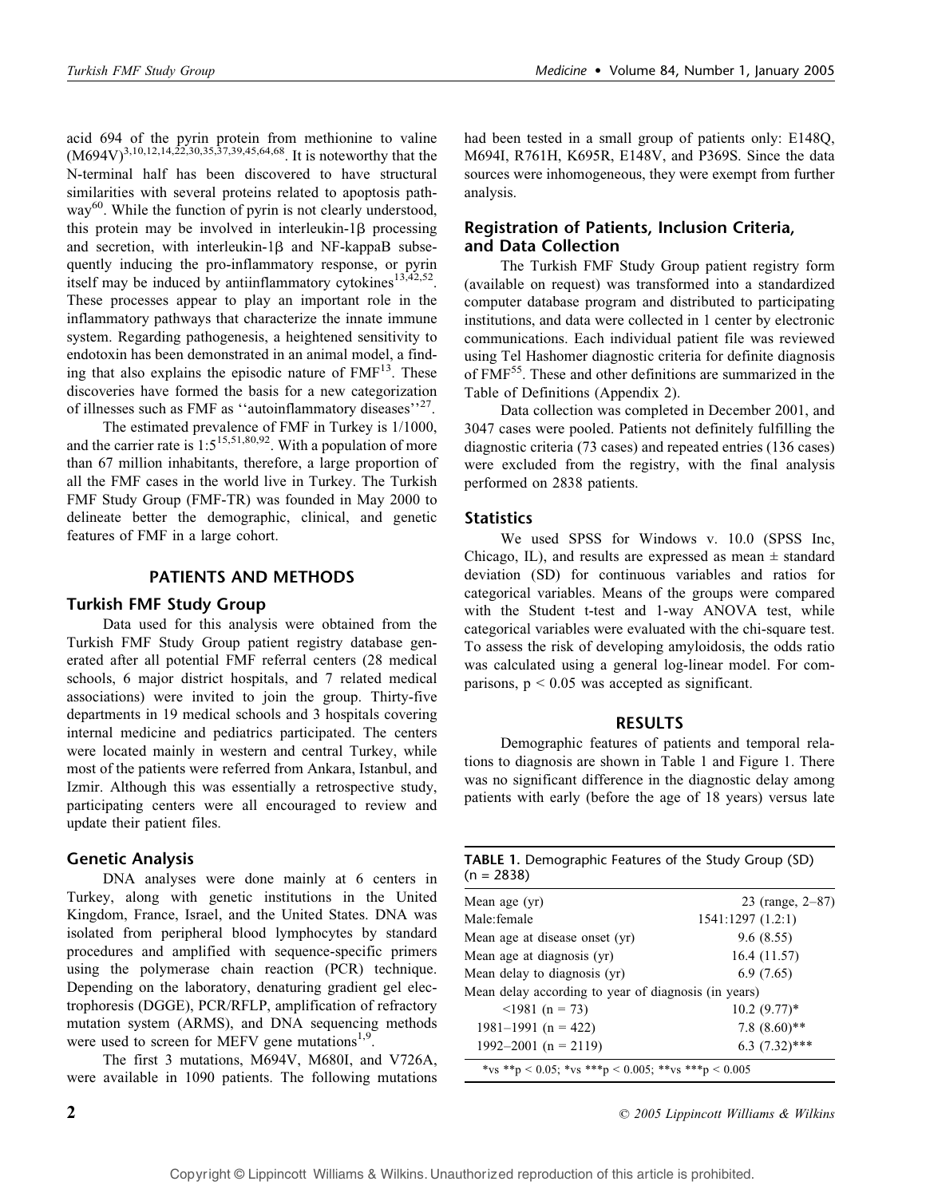acid 694 of the pyrin protein from methionine to valine (M694V)[3,10,12,14,22,30,35,37,39,45,64,68]. It is noteworthy that the N-terminal half has been discovered to have structural similarities with several proteins related to apoptosis pathway[60]. While the function of pyrin is not clearly understood, this protein may be involved in interleukin-1β processing and secretion, with interleukin-1β and NF-kappaB subsequently inducing the pro-inflammatory response, or pyrin itself may be induced by antiinflammatory cytokines[13,42,52]. These processes appear to play an important role in the inflammatory pathways that characterize the innate immune system. Regarding pathogenesis, a heightened sensitivity to endotoxin has been demonstrated in an animal model, a finding that also explains the episodic nature of FMF[13]. These discoveries have formed the basis for a new categorization of illnesses such as FMF as ''autoinflammatory diseases''[27].

The estimated prevalence of FMF in Turkey is 1/1000, and the carrier rate is 1:5[15,51,80,92]. With a population of more than 67 million inhabitants, therefore, a large proportion of all the FMF cases in the world live in Turkey. The Turkish FMF Study Group (FMF-TR) was founded in May 2000 to delineate better the demographic, clinical, and genetic features of FMF in a large cohort.

## PATIENTS AND METHODS

### Turkish FMF Study Group

Data used for this analysis were obtained from the Turkish FMF Study Group patient registry database generated after all potential FMF referral centers (28 medical schools, 6 major district hospitals, and 7 related medical associations) were invited to join the group. Thirty-five departments in 19 medical schools and 3 hospitals covering internal medicine and pediatrics participated. The centers were located mainly in western and central Turkey, while most of the patients were referred from Ankara, Istanbul, and Izmir. Although this was essentially a retrospective study, participating centers were all encouraged to review and update their patient files.

### Genetic Analysis

DNA analyses were done mainly at 6 centers in Turkey, along with genetic institutions in the United Kingdom, France, Israel, and the United States. DNA was isolated from peripheral blood lymphocytes by standard procedures and amplified with sequence-specific primers using the polymerase chain reaction (PCR) technique. Depending on the laboratory, denaturing gradient gel electrophoresis (DGGE), PCR/RFLP, amplification of refractory mutation system (ARMS), and DNA sequencing methods were used to screen for MEFV gene mutations[1,9].

The first 3 mutations, M694V, M680I, and V726A, were available in 1090 patients. The following mutations had been tested in a small group of patients only: E148Q, M694I, R761H, K695R, E148V, and P369S. Since the data sources were inhomogeneous, they were exempt from further analysis.

### Registration of Patients, Inclusion Criteria, and Data Collection

The Turkish FMF Study Group patient registry form (available on request) was transformed into a standardized computer database program and distributed to participating institutions, and data were collected in 1 center by electronic communications. Each individual patient file was reviewed using Tel Hashomer diagnostic criteria for definite diagnosis of FMF[55]. These and other definitions are summarized in the Table of Definitions (Appendix 2).

Data collection was completed in December 2001, and 3047 cases were pooled. Patients not definitely fulfilling the diagnostic criteria (73 cases) and repeated entries (136 cases) were excluded from the registry, with the final analysis performed on 2838 patients.

### Statistics

We used SPSS for Windows v. 10.0 (SPSS Inc, Chicago, IL), and results are expressed as mean ± standard deviation (SD) for continuous variables and ratios for categorical variables. Means of the groups were compared with the Student t-test and 1-way ANOVA test, while categorical variables were evaluated with the chi-square test. To assess the risk of developing amyloidosis, the odds ratio was calculated using a general log-linear model. For comparisons, $p < 0.05$ was accepted as significant.

## RESULTS

Demographic features of patients and temporal relations to diagnosis are shown in Table 1 and Figure 1. There was no significant difference in the diagnostic delay among patients with early (before the age of 18 years) versus late

**TABLE 1.** Demographic Features of the Study Group (SD) (n = 2838)

| | |
|---|---|
| Mean age (yr) | 23 (range, 2–87) |
| Male:female | 1541:1297 (1.2:1) |
| Mean age at disease onset (yr) | 9.6 (8.55) |
| Mean age at diagnosis (yr) | 16.4 (11.57) |
| Mean delay to diagnosis (yr) | 6.9 (7.65) |
| Mean delay according to year of diagnosis (in years) | |
| <1981 (n = 73) | 10.2 (9.77)* |
| 1981–1991 (n = 422) | 7.8 (8.60)** |
| 1992–2001 (n = 2119) | 6.3 (7.32)*** |

*vs **p < 0.05; *vs ***p < 0.005; **vs ***p < 0.005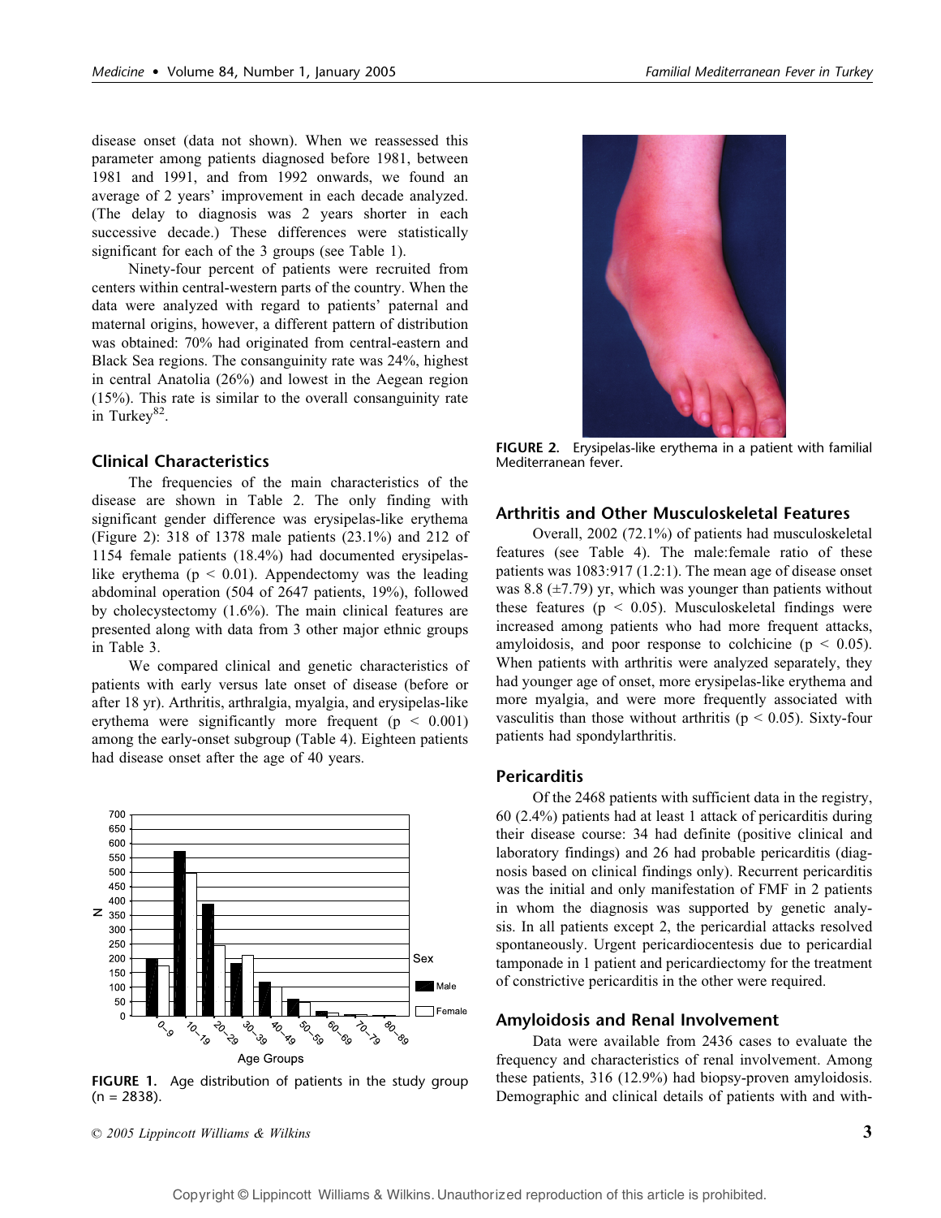disease onset (data not shown). When we reassessed this parameter among patients diagnosed before 1981, between 1981 and 1991, and from 1992 onwards, we found an average of 2 years' improvement in each decade analyzed. (The delay to diagnosis was 2 years shorter in each successive decade.) These differences were statistically significant for each of the 3 groups (see Table 1).

Ninety-four percent of patients were recruited from centers within central-western parts of the country. When the data were analyzed with regard to patients' paternal and maternal origins, however, a different pattern of distribution was obtained: 70% had originated from central-eastern and Black Sea regions. The consanguinity rate was 24%, highest in central Anatolia (26%) and lowest in the Aegean region (15%). This rate is similar to the overall consanguinity rate in Turkey[82].

## Clinical Characteristics

The frequencies of the main characteristics of the disease are shown in Table 2. The only finding with significant gender difference was erysipelas-like erythema (Figure 2): 318 of 1378 male patients (23.1%) and 212 of 1154 female patients (18.4%) had documented erysipelas-like erythema ($p < 0.01$). Appendectomy was the leading abdominal operation (504 of 2647 patients, 19%), followed by cholecystectomy (1.6%). The main clinical features are presented along with data from 3 other major ethnic groups in Table 3.

We compared clinical and genetic characteristics of patients with early versus late onset of disease (before or after 18 yr). Arthritis, arthralgia, myalgia, and erysipelas-like erythema were significantly more frequent ($p < 0.001$) among the early-onset subgroup (Table 4). Eighteen patients had disease onset after the age of 40 years.

FIGURE 1. Age distribution of patients in the study group (n = 2838).

FIGURE 2. Erysipelas-like erythema in a patient with familial Mediterranean fever.

## Arthritis and Other Musculoskeletal Features

Overall, 2002 (72.1%) of patients had musculoskeletal features (see Table 4). The male:female ratio of these patients was 1083:917 (1.2:1). The mean age of disease onset was 8.8 (±7.79) yr, which was younger than patients without these features ($p < 0.05$). Musculoskeletal findings were increased among patients who had more frequent attacks, amyloidosis, and poor response to colchicine ($p < 0.05$). When patients with arthritis were analyzed separately, they had younger age of onset, more erysipelas-like erythema and more myalgia, and were more frequently associated with vasculitis than those without arthritis ($p < 0.05$). Sixty-four patients had spondylarthritis.

## Pericarditis

Of the 2468 patients with sufficient data in the registry, 60 (2.4%) patients had at least 1 attack of pericarditis during their disease course: 34 had definite (positive clinical and laboratory findings) and 26 had probable pericarditis (diagnosis based on clinical findings only). Recurrent pericarditis was the initial and only manifestation of FMF in 2 patients in whom the diagnosis was supported by genetic analysis. In all patients except 2, the pericardial attacks resolved spontaneously. Urgent pericardiocentesis due to pericardial tamponade in 1 patient and pericardiectomy for the treatment of constrictive pericarditis in the other were required.

## Amyloidosis and Renal Involvement

Data were available from 2436 cases to evaluate the frequency and characteristics of renal involvement. Among these patients, 316 (12.9%) had biopsy-proven amyloidosis. Demographic and clinical details of patients with and with-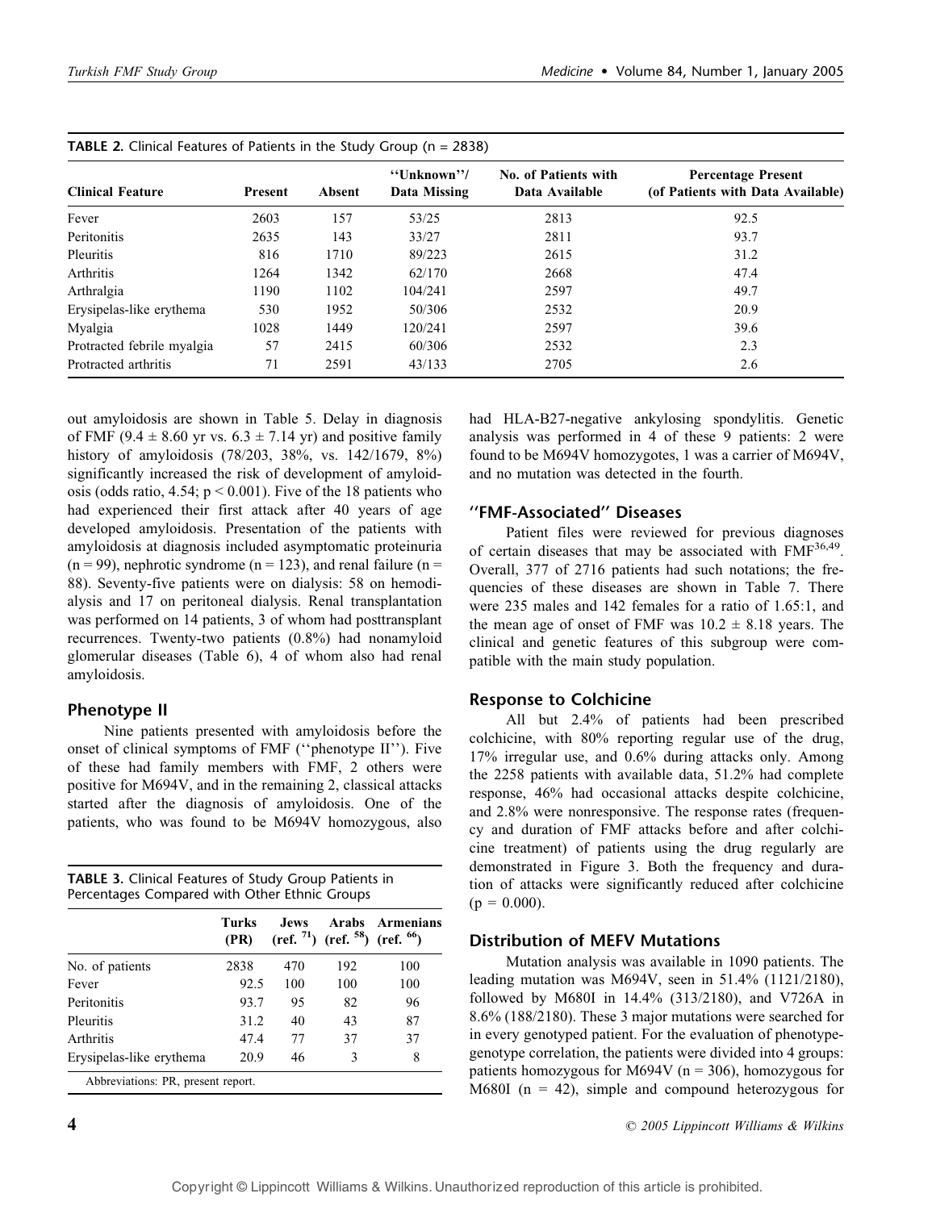**TABLE 2.** Clinical Features of Patients in the Study Group (n = 2838)

| Clinical Feature | Present | Absent | ''Unknown''/ Data Missing | No. of Patients with Data Available | Percentage Present (of Patients with Data Available) |
|---|---|---|---|---|---|
| Fever | 2603 | 157 | 53/25 | 2813 | 92.5 |
| Peritonitis | 2635 | 143 | 33/27 | 2811 | 93.7 |
| Pleuritis | 816 | 1710 | 89/223 | 2615 | 31.2 |
| Arthritis | 1264 | 1342 | 62/170 | 2668 | 47.4 |
| Arthralgia | 1190 | 1102 | 104/241 | 2597 | 49.7 |
| Erysipelas-like erythema | 530 | 1952 | 50/306 | 2532 | 20.9 |
| Myalgia | 1028 | 1449 | 120/241 | 2597 | 39.6 |
| Protracted febrile myalgia | 57 | 2415 | 60/306 | 2532 | 2.3 |
| Protracted arthritis | 71 | 2591 | 43/133 | 2705 | 2.6 |

out amyloidosis are shown in Table 5. Delay in diagnosis of FMF ($9.4 \pm 8.60$ yr vs. $6.3 \pm 7.14$ yr) and positive family history of amyloidosis (78/203, 38%, vs. 142/1679, 8%) significantly increased the risk of development of amyloidosis (odds ratio, 4.54; $p < 0.001$). Five of the 18 patients who had experienced their first attack after 40 years of age developed amyloidosis. Presentation of the patients with amyloidosis at diagnosis included asymptomatic proteinuria (n = 99), nephrotic syndrome (n = 123), and renal failure (n = 88). Seventy-five patients were on dialysis: 58 on hemodialysis and 17 on peritoneal dialysis. Renal transplantation was performed on 14 patients, 3 of whom had posttransplant recurrences. Twenty-two patients (0.8%) had nonamyloid glomerular diseases (Table 6), 4 of whom also had renal amyloidosis.

## Phenotype II

Nine patients presented with amyloidosis before the onset of clinical symptoms of FMF (''phenotype II''). Five of these had family members with FMF, 2 others were positive for M694V, and in the remaining 2, classical attacks started after the diagnosis of amyloidosis. One of the patients, who was found to be M694V homozygous, also had HLA-B27-negative ankylosing spondylitis. Genetic analysis was performed in 4 of these 9 patients: 2 were found to be M694V homozygotes, 1 was a carrier of M694V, and no mutation was detected in the fourth.

**TABLE 3.** Clinical Features of Study Group Patients in Percentages Compared with Other Ethnic Groups

| | Turks (PR) | Jews (ref. [71]) | Arabs (ref. [58]) | Armenians (ref. [66]) |
|---|---|---|---|---|
| No. of patients | 2838 | 470 | 192 | 100 |
| Fever | 92.5 | 100 | 100 | 100 |
| Peritonitis | 93.7 | 95 | 82 | 96 |
| Pleuritis | 31.2 | 40 | 43 | 87 |
| Arthritis | 47.4 | 77 | 37 | 37 |
| Erysipelas-like erythema | 20.9 | 46 | 3 | 8 |

Abbreviations: PR, present report.

## ''FMF-Associated'' Diseases

Patient files were reviewed for previous diagnoses of certain diseases that may be associated with FMF[36,49]. Overall, 377 of 2716 patients had such notations; the frequencies of these diseases are shown in Table 7. There were 235 males and 142 females for a ratio of 1.65:1, and the mean age of onset of FMF was $10.2 \pm 8.18$ years. The clinical and genetic features of this subgroup were compatible with the main study population.

## Response to Colchicine

All but 2.4% of patients had been prescribed colchicine, with 80% reporting regular use of the drug, 17% irregular use, and 0.6% during attacks only. Among the 2258 patients with available data, 51.2% had complete response, 46% had occasional attacks despite colchicine, and 2.8% were nonresponsive. The response rates (frequency and duration of FMF attacks before and after colchicine treatment) of patients using the drug regularly are demonstrated in Figure 3. Both the frequency and duration of attacks were significantly reduced after colchicine ($p = 0.000$).

## Distribution of MEFV Mutations

Mutation analysis was available in 1090 patients. The leading mutation was M694V, seen in 51.4% (1121/2180), followed by M680I in 14.4% (313/2180), and V726A in 8.6% (188/2180). These 3 major mutations were searched for in every genotyped patient. For the evaluation of phenotype-genotype correlation, the patients were divided into 4 groups: patients homozygous for M694V (n = 306), homozygous for M680I (n = 42), simple and compound heterozygous for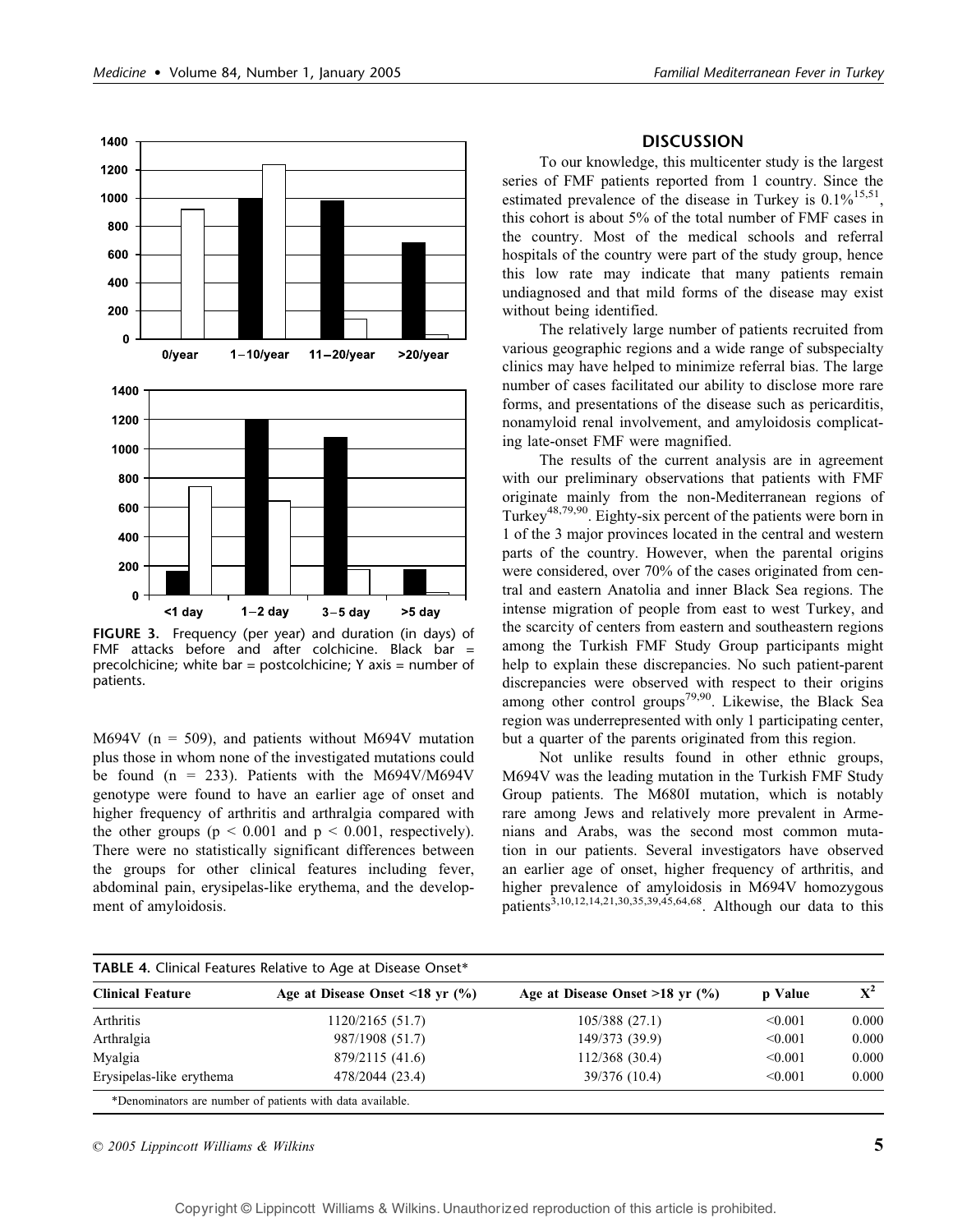FIGURE 3. Frequency (per year) and duration (in days) of FMF attacks before and after colchicine. Black bar = precolchicine; white bar = postcolchicine; Y axis = number of patients.

M694V (n = 509), and patients without M694V mutation plus those in whom none of the investigated mutations could be found (n = 233). Patients with the M694V/M694V genotype were found to have an earlier age of onset and higher frequency of arthritis and arthralgia compared with the other groups ($p < 0.001$ and $p < 0.001$, respectively). There were no statistically significant differences between the groups for other clinical features including fever, abdominal pain, erysipelas-like erythema, and the development of amyloidosis.

## DISCUSSION

To our knowledge, this multicenter study is the largest series of FMF patients reported from 1 country. Since the estimated prevalence of the disease in Turkey is 0.1%[15,51], this cohort is about 5% of the total number of FMF cases in the country. Most of the medical schools and referral hospitals of the country were part of the study group, hence this low rate may indicate that many patients remain undiagnosed and that mild forms of the disease may exist without being identified.

The relatively large number of patients recruited from various geographic regions and a wide range of subspecialty clinics may have helped to minimize referral bias. The large number of cases facilitated our ability to disclose more rare forms, and presentations of the disease such as pericarditis, nonamyloid renal involvement, and amyloidosis complicating late-onset FMF were magnified.

The results of the current analysis are in agreement with our preliminary observations that patients with FMF originate mainly from the non-Mediterranean regions of Turkey[48,79,90]. Eighty-six percent of the patients were born in 1 of the 3 major provinces located in the central and western parts of the country. However, when the parental origins were considered, over 70% of the cases originated from central and eastern Anatolia and inner Black Sea regions. The intense migration of people from east to west Turkey, and the scarcity of centers from eastern and southeastern regions among the Turkish FMF Study Group participants might help to explain these discrepancies. No such patient-parent discrepancies were observed with respect to their origins among other control groups[79,90]. Likewise, the Black Sea region was underrepresented with only 1 participating center, but a quarter of the parents originated from this region.

Not unlike results found in other ethnic groups, M694V was the leading mutation in the Turkish FMF Study Group patients. The M680I mutation, which is notably rare among Jews and relatively more prevalent in Armenians and Arabs, was the second most common mutation in our patients. Several investigators have observed an earlier age of onset, higher frequency of arthritis, and higher prevalence of amyloidosis in M694V homozygous patients[3,10,12,14,21,30,35,39,45,64,68]. Although our data to this

**TABLE 4.** Clinical Features Relative to Age at Disease Onset*

| Clinical Feature | Age at Disease Onset <18 yr (%) | Age at Disease Onset >18 yr (%) | p Value | $X^2$ |
|---|---|---|---|---|
| Arthritis | 1120/2165 (51.7) | 105/388 (27.1) | <0.001 | 0.000 |
| Arthralgia | 987/1908 (51.7) | 149/373 (39.9) | <0.001 | 0.000 |
| Myalgia | 879/2115 (41.6) | 112/368 (30.4) | <0.001 | 0.000 |
| Erysipelas-like erythema | 478/2044 (23.4) | 39/376 (10.4) | <0.001 | 0.000 |

*Denominators are number of patients with data available.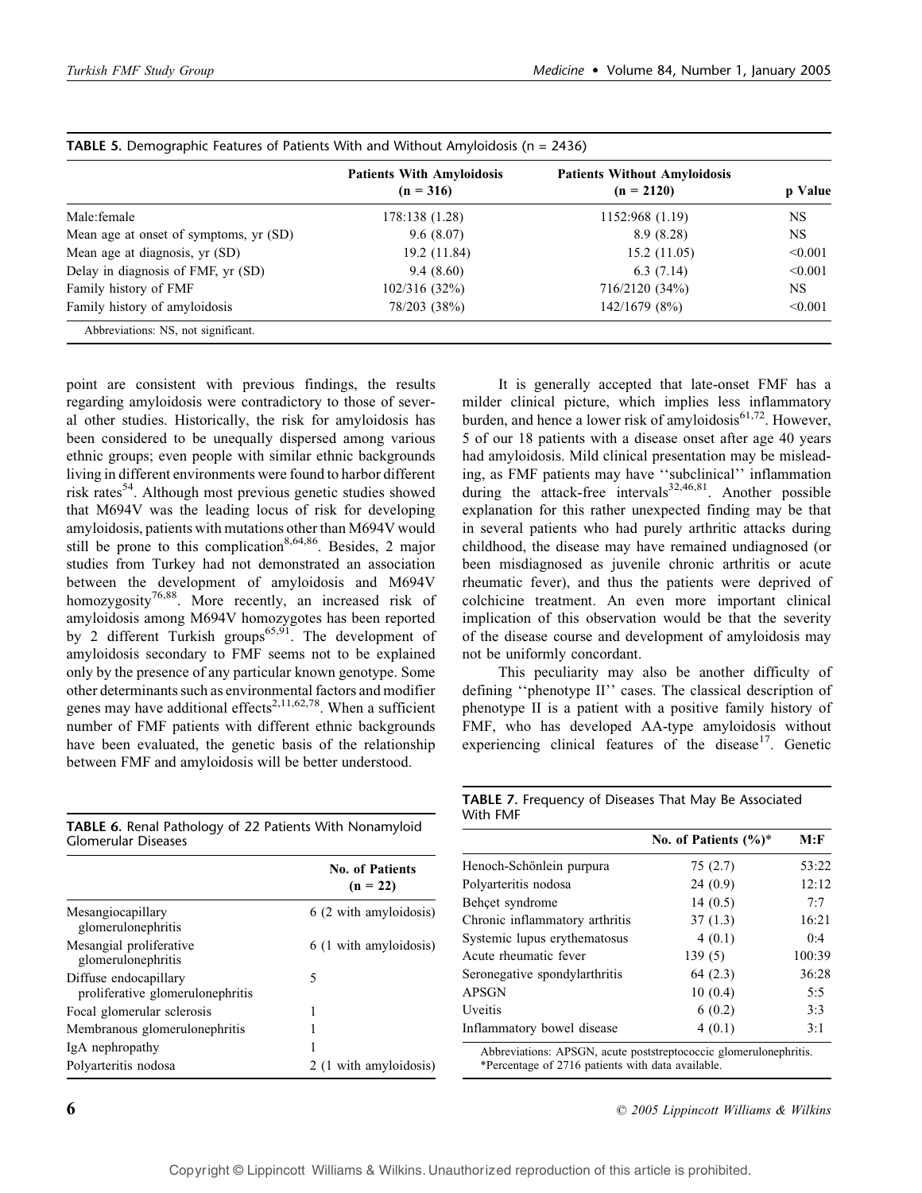**TABLE 5.** Demographic Features of Patients With and Without Amyloidosis (n = 2436)

| | Patients With Amyloidosis (n = 316) | Patients Without Amyloidosis (n = 2120) | p Value |
|---|---|---|---|
| Male:female | 178:138 (1.28) | 1152:968 (1.19) | NS |
| Mean age at onset of symptoms, yr (SD) | 9.6 (8.07) | 8.9 (8.28) | NS |
| Mean age at diagnosis, yr (SD) | 19.2 (11.84) | 15.2 (11.05) | <0.001 |
| Delay in diagnosis of FMF, yr (SD) | 9.4 (8.60) | 6.3 (7.14) | <0.001 |
| Family history of FMF | 102/316 (32%) | 716/2120 (34%) | NS |
| Family history of amyloidosis | 78/203 (38%) | 142/1679 (8%) | <0.001 |

Abbreviations: NS, not significant.

point are consistent with previous findings, the results regarding amyloidosis were contradictory to those of several other studies. Historically, the risk for amyloidosis has been considered to be unequally dispersed among various ethnic groups; even people with similar ethnic backgrounds living in different environments were found to harbor different risk rates[54]. Although most previous genetic studies showed that M694V was the leading locus of risk for developing amyloidosis, patients with mutations other than M694V would still be prone to this complication[8,64,86]. Besides, 2 major studies from Turkey had not demonstrated an association between the development of amyloidosis and M694V homozygosity[76,88]. More recently, an increased risk of amyloidosis among M694V homozygotes has been reported by 2 different Turkish groups[65,91]. The development of amyloidosis secondary to FMF seems not to be explained only by the presence of any particular known genotype. Some other determinants such as environmental factors and modifier genes may have additional effects[2,11,62,78]. When a sufficient number of FMF patients with different ethnic backgrounds have been evaluated, the genetic basis of the relationship between FMF and amyloidosis will be better understood.

It is generally accepted that late-onset FMF has a milder clinical picture, which implies less inflammatory burden, and hence a lower risk of amyloidosis[61,72]. However, 5 of our 18 patients with a disease onset after age 40 years had amyloidosis. Mild clinical presentation may be misleading, as FMF patients may have ''subclinical'' inflammation during the attack-free intervals[32,46,81]. Another possible explanation for this rather unexpected finding may be that in several patients who had purely arthritic attacks during childhood, the disease may have remained undiagnosed (or been misdiagnosed as juvenile chronic arthritis or acute rheumatic fever), and thus the patients were deprived of colchicine treatment. An even more important clinical implication of this observation would be that the severity of the disease course and development of amyloidosis may not be uniformly concordant.

This peculiarity may also be another difficulty of defining ''phenotype II'' cases. The classical description of phenotype II is a patient with a positive family history of FMF, who has developed AA-type amyloidosis without experiencing clinical features of the disease[17]. Genetic

**TABLE 6.** Renal Pathology of 22 Patients With Nonamyloid Glomerular Diseases

| | No. of Patients (n = 22) |
|---|---|
| Mesangiocapillary glomerulonephritis | 6 (2 with amyloidosis) |
| Mesangial proliferative glomerulonephritis | 6 (1 with amyloidosis) |
| Diffuse endocapillary proliferative glomerulonephritis | 5 |
| Focal glomerular sclerosis | 1 |
| Membranous glomerulonephritis | 1 |
| IgA nephropathy | 1 |
| Polyarteritis nodosa | 2 (1 with amyloidosis) |

**TABLE 7.** Frequency of Diseases That May Be Associated With FMF

| | No. of Patients (%)* | M:F |
|---|---|---|
| Henoch-Schönlein purpura | 75 (2.7) | 53:22 |
| Polyarteritis nodosa | 24 (0.9) | 12:12 |
| Behçet syndrome | 14 (0.5) | 7:7 |
| Chronic inflammatory arthritis | 37 (1.3) | 16:21 |
| Systemic lupus erythematosus | 4 (0.1) | 0:4 |
| Acute rheumatic fever | 139 (5) | 100:39 |
| Seronegative spondylarthritis | 64 (2.3) | 36:28 |
| APSGN | 10 (0.4) | 5:5 |
| Uveitis | 6 (0.2) | 3:3 |
| Inflammatory bowel disease | 4 (0.1) | 3:1 |

Abbreviations: APSGN, acute poststreptococcic glomerulonephritis.
*Percentage of 2716 patients with data available.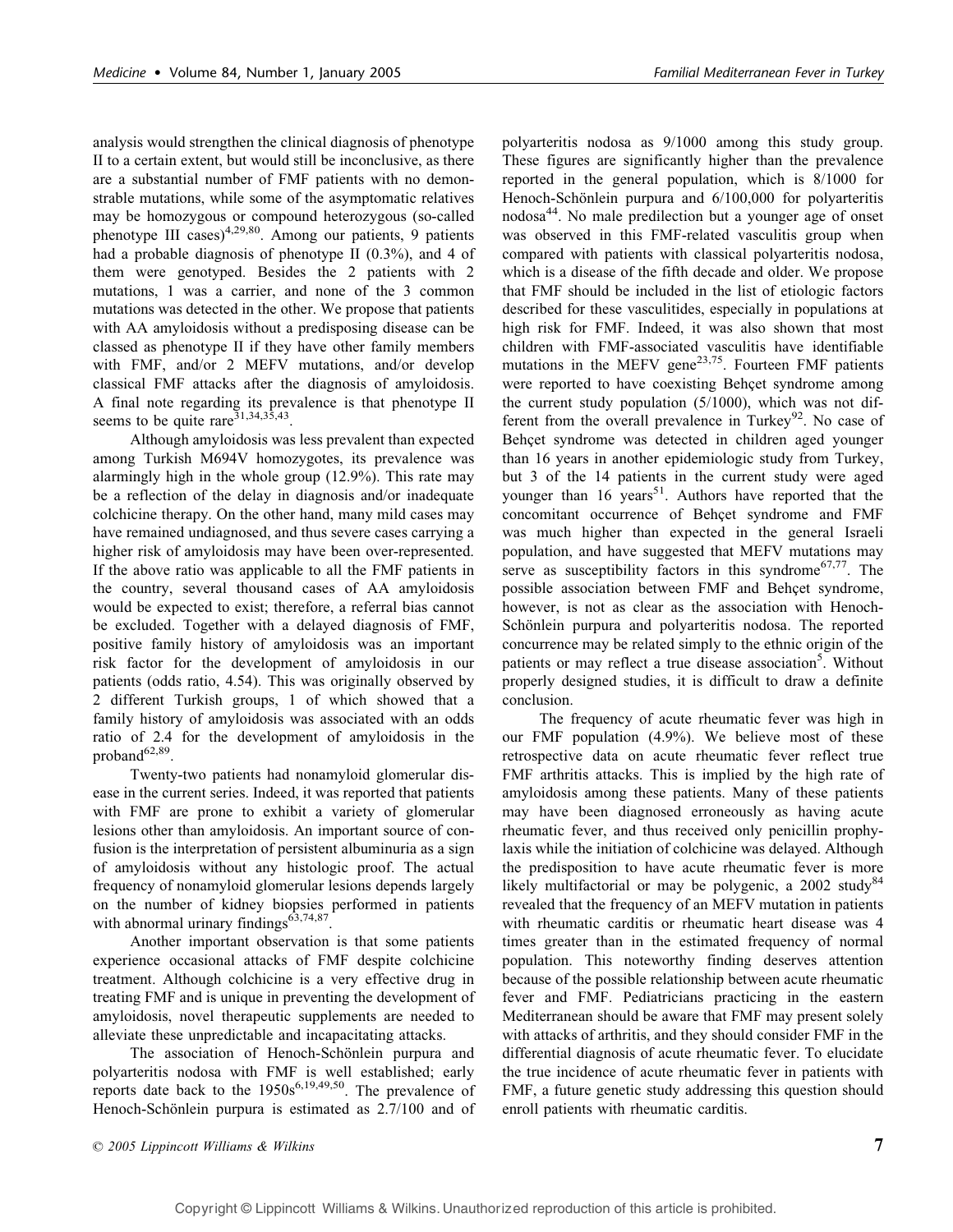analysis would strengthen the clinical diagnosis of phenotype II to a certain extent, but would still be inconclusive, as there are a substantial number of FMF patients with no demonstrable mutations, while some of the asymptomatic relatives may be homozygous or compound heterozygous (so-called phenotype III cases)[4,29,80]. Among our patients, 9 patients had a probable diagnosis of phenotype II (0.3%), and 4 of them were genotyped. Besides the 2 patients with 2 mutations, 1 was a carrier, and none of the 3 common mutations was detected in the other. We propose that patients with AA amyloidosis without a predisposing disease can be classed as phenotype II if they have other family members with FMF, and/or 2 MEFV mutations, and/or develop classical FMF attacks after the diagnosis of amyloidosis. A final note regarding its prevalence is that phenotype II seems to be quite rare[31,34,35,43].

Although amyloidosis was less prevalent than expected among Turkish M694V homozygotes, its prevalence was alarmingly high in the whole group (12.9%). This rate may be a reflection of the delay in diagnosis and/or inadequate colchicine therapy. On the other hand, many mild cases may have remained undiagnosed, and thus severe cases carrying a higher risk of amyloidosis may have been over-represented. If the above ratio was applicable to all the FMF patients in the country, several thousand cases of AA amyloidosis would be expected to exist; therefore, a referral bias cannot be excluded. Together with a delayed diagnosis of FMF, positive family history of amyloidosis was an important risk factor for the development of amyloidosis in our patients (odds ratio, 4.54). This was originally observed by 2 different Turkish groups, 1 of which showed that a family history of amyloidosis was associated with an odds ratio of 2.4 for the development of amyloidosis in the proband[62,89].

Twenty-two patients had nonamyloid glomerular disease in the current series. Indeed, it was reported that patients with FMF are prone to exhibit a variety of glomerular lesions other than amyloidosis. An important source of confusion is the interpretation of persistent albuminuria as a sign of amyloidosis without any histologic proof. The actual frequency of nonamyloid glomerular lesions depends largely on the number of kidney biopsies performed in patients with abnormal urinary findings[63,74,87].

Another important observation is that some patients experience occasional attacks of FMF despite colchicine treatment. Although colchicine is a very effective drug in treating FMF and is unique in preventing the development of amyloidosis, novel therapeutic supplements are needed to alleviate these unpredictable and incapacitating attacks.

The association of Henoch-Schönlein purpura and polyarteritis nodosa with FMF is well established; early reports date back to the 1950s[6,19,49,50]. The prevalence of Henoch-Schönlein purpura is estimated as 2.7/100 and of polyarteritis nodosa as 9/1000 among this study group. These figures are significantly higher than the prevalence reported in the general population, which is 8/1000 for Henoch-Schönlein purpura and 6/100,000 for polyarteritis nodosa[44]. No male predilection but a younger age of onset was observed in this FMF-related vasculitis group when compared with patients with classical polyarteritis nodosa, which is a disease of the fifth decade and older. We propose that FMF should be included in the list of etiologic factors described for these vasculitides, especially in populations at high risk for FMF. Indeed, it was also shown that most children with FMF-associated vasculitis have identifiable mutations in the MEFV gene[23,75]. Fourteen FMF patients were reported to have coexisting Behçet syndrome among the current study population (5/1000), which was not different from the overall prevalence in Turkey[92]. No case of Behçet syndrome was detected in children aged younger than 16 years in another epidemiologic study from Turkey, but 3 of the 14 patients in the current study were aged younger than 16 years[51]. Authors have reported that the concomitant occurrence of Behçet syndrome and FMF was much higher than expected in the general Israeli population, and have suggested that MEFV mutations may serve as susceptibility factors in this syndrome[67,77]. The possible association between FMF and Behçet syndrome, however, is not as clear as the association with Henoch-Schönlein purpura and polyarteritis nodosa. The reported concurrence may be related simply to the ethnic origin of the patients or may reflect a true disease association[5]. Without properly designed studies, it is difficult to draw a definite conclusion.

The frequency of acute rheumatic fever was high in our FMF population (4.9%). We believe most of these retrospective data on acute rheumatic fever reflect true FMF arthritis attacks. This is implied by the high rate of amyloidosis among these patients. Many of these patients may have been diagnosed erroneously as having acute rheumatic fever, and thus received only penicillin prophylaxis while the initiation of colchicine was delayed. Although the predisposition to have acute rheumatic fever is more likely multifactorial or may be polygenic, a 2002 study[84] revealed that the frequency of an MEFV mutation in patients with rheumatic carditis or rheumatic heart disease was 4 times greater than in the estimated frequency of normal population. This noteworthy finding deserves attention because of the possible relationship between acute rheumatic fever and FMF. Pediatricians practicing in the eastern Mediterranean should be aware that FMF may present solely with attacks of arthritis, and they should consider FMF in the differential diagnosis of acute rheumatic fever. To elucidate the true incidence of acute rheumatic fever in patients with FMF, a future genetic study addressing this question should enroll patients with rheumatic carditis.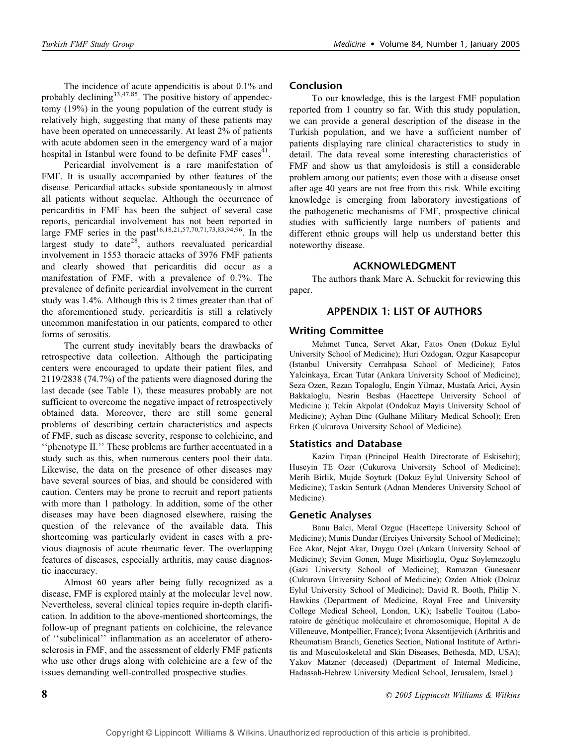The incidence of acute appendicitis is about 0.1% and probably declining[33,47,85]. The positive history of appendectomy (19%) in the young population of the current study is relatively high, suggesting that many of these patients may have been operated on unnecessarily. At least 2% of patients with acute abdomen seen in the emergency ward of a major hospital in Istanbul were found to be definite FMF cases[41].

Pericardial involvement is a rare manifestation of FMF. It is usually accompanied by other features of the disease. Pericardial attacks subside spontaneously in almost all patients without sequelae. Although the occurrence of pericarditis in FMF has been the subject of several case reports, pericardial involvement has not been reported in large FMF series in the past[16,18,21,57,70,71,73,83,94,96]. In the largest study to date[28], authors reevaluated pericardial involvement in 1553 thoracic attacks of 3976 FMF patients and clearly showed that pericarditis did occur as a manifestation of FMF, with a prevalence of 0.7%. The prevalence of definite pericardial involvement in the current study was 1.4%. Although this is 2 times greater than that of the aforementioned study, pericarditis is still a relatively uncommon manifestation in our patients, compared to other forms of serositis.

The current study inevitably bears the drawbacks of retrospective data collection. Although the participating centers were encouraged to update their patient files, and 2119/2838 (74.7%) of the patients were diagnosed during the last decade (see Table 1), these measures probably are not sufficient to overcome the negative impact of retrospectively obtained data. Moreover, there are still some general problems of describing certain characteristics and aspects of FMF, such as disease severity, response to colchicine, and ''phenotype II.'' These problems are further accentuated in a study such as this, when numerous centers pool their data. Likewise, the data on the presence of other diseases may have several sources of bias, and should be considered with caution. Centers may be prone to recruit and report patients with more than 1 pathology. In addition, some of the other diseases may have been diagnosed elsewhere, raising the question of the relevance of the available data. This shortcoming was particularly evident in cases with a previous diagnosis of acute rheumatic fever. The overlapping features of diseases, especially arthritis, may cause diagnostic inaccuracy.

Almost 60 years after being fully recognized as a disease, FMF is explored mainly at the molecular level now. Nevertheless, several clinical topics require in-depth clarification. In addition to the above-mentioned shortcomings, the follow-up of pregnant patients on colchicine, the relevance of ''subclinical'' inflammation as an accelerator of atherosclerosis in FMF, and the assessment of elderly FMF patients who use other drugs along with colchicine are a few of the issues demanding well-controlled prospective studies.

## Conclusion

To our knowledge, this is the largest FMF population reported from 1 country so far. With this study population, we can provide a general description of the disease in the Turkish population, and we have a sufficient number of patients displaying rare clinical characteristics to study in detail. The data reveal some interesting characteristics of FMF and show us that amyloidosis is still a considerable problem among our patients; even those with a disease onset after age 40 years are not free from this risk. While exciting knowledge is emerging from laboratory investigations of the pathogenetic mechanisms of FMF, prospective clinical studies with sufficiently large numbers of patients and different ethnic groups will help us understand better this noteworthy disease.

## ACKNOWLEDGMENT

The authors thank Marc A. Schuckit for reviewing this paper.

## APPENDIX 1: LIST OF AUTHORS

### Writing Committee

Mehmet Tunca, Servet Akar, Fatos Onen (Dokuz Eylul University School of Medicine); Huri Ozdogan, Ozgur Kasapcopur (Istanbul University Cerrahpasa School of Medicine); Fatos Yalcinkaya, Ercan Tutar (Ankara University School of Medicine); Seza Ozen, Rezan Topaloglu, Engin Yilmaz, Mustafa Arici, Aysin Bakkaloglu, Nesrin Besbas (Hacettepe University School of Medicine ); Tekin Akpolat (Ondokuz Mayis University School of Medicine); Ayhan Dinc (Gulhane Military Medical School); Eren Erken (Cukurova University School of Medicine).

### Statistics and Database

Kazim Tirpan (Principal Health Directorate of Eskisehir); Huseyin TE Ozer (Cukurova University School of Medicine); Merih Birlik, Mujde Soyturk (Dokuz Eylul University School of Medicine); Taskin Senturk (Adnan Menderes University School of Medicine).

### Genetic Analyses

Banu Balci, Meral Ozguc (Hacettepe University School of Medicine); Munis Dundar (Erciyes University School of Medicine); Ece Akar, Nejat Akar, Duygu Ozel (Ankara University School of Medicine); Sevim Gonen, Muge Misirlioglu, Oguz Soylemezoglu (Gazi University School of Medicine); Ramazan Gunesacar (Cukurova University School of Medicine); Ozden Altiok (Dokuz Eylul University School of Medicine); David R. Booth, Philip N. Hawkins (Department of Medicine, Royal Free and University College Medical School, London, UK); Isabelle Touitou (Laboratoire de génétique moléculaire et chromosomique, Hopital A de Villeneuve, Montpellier, France); Ivona Aksentijevich (Arthritis and Rheumatism Branch, Genetics Section, National Institute of Arthritis and Musculoskeletal and Skin Diseases, Bethesda, MD, USA); Yakov Matzner (deceased) (Department of Internal Medicine, Hadassah-Hebrew University Medical School, Jerusalem, Israel.)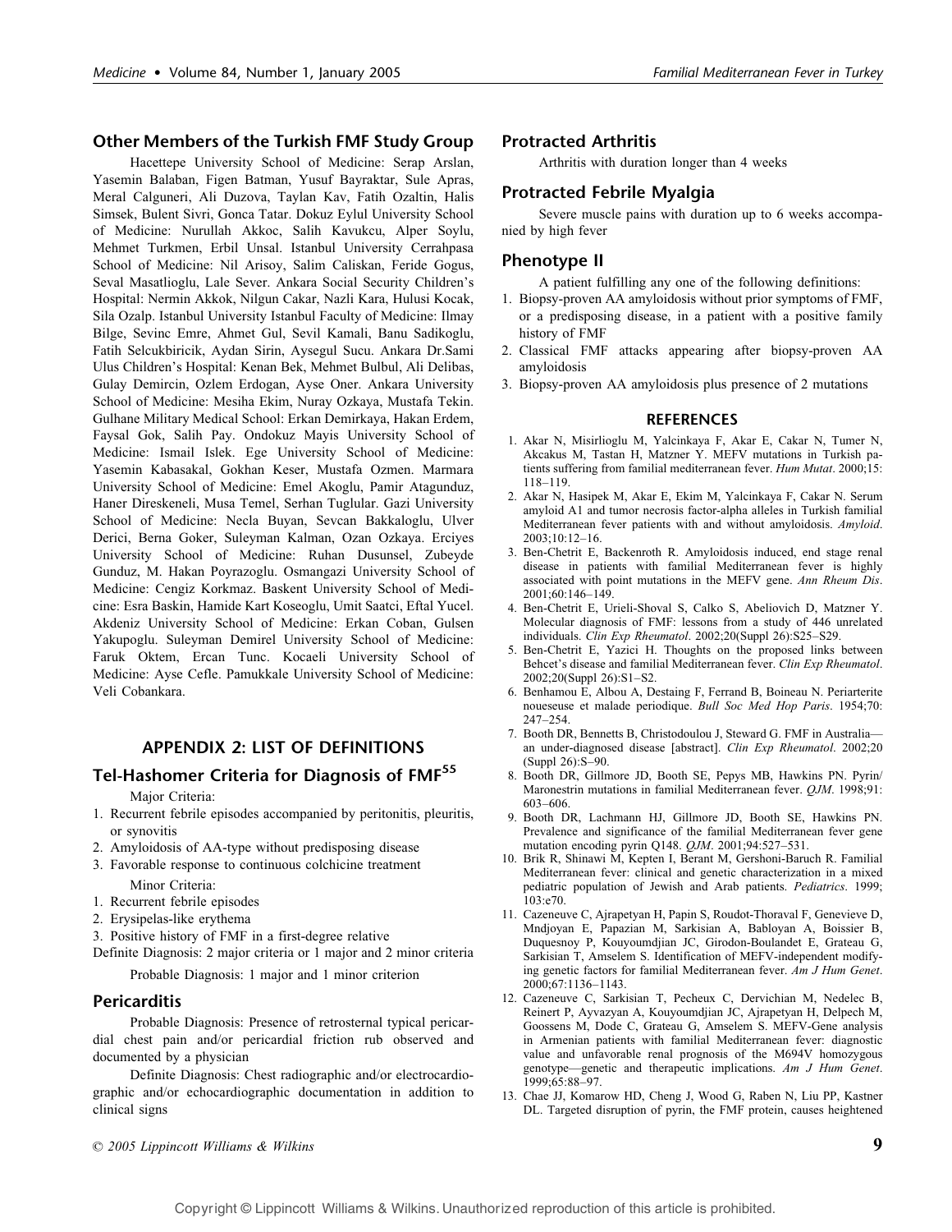## Other Members of the Turkish FMF Study Group

Hacettepe University School of Medicine: Serap Arslan, Yasemin Balaban, Figen Batman, Yusuf Bayraktar, Sule Apras, Meral Calguneri, Ali Duzova, Taylan Kav, Fatih Ozaltin, Halis Simsek, Bulent Sivri, Gonca Tatar. Dokuz Eylul University School of Medicine: Nurullah Akkoc, Salih Kavukcu, Alper Soylu, Mehmet Turkmen, Erbil Unsal. Istanbul University Cerrahpasa School of Medicine: Nil Arisoy, Salim Caliskan, Feride Gogus, Seval Masatlioglu, Lale Sever. Ankara Social Security Children's Hospital: Nermin Akkok, Nilgun Cakar, Nazli Kara, Hulusi Kocak, Sila Ozalp. Istanbul University Istanbul Faculty of Medicine: Ilmay Bilge, Sevinc Emre, Ahmet Gul, Sevil Kamali, Banu Sadikoglu, Fatih Selcukbiricik, Aydan Sirin, Aysegul Sucu. Ankara Dr.Sami Ulus Children's Hospital: Kenan Bek, Mehmet Bulbul, Ali Delibas, Gulay Demircin, Ozlem Erdogan, Ayse Oner. Ankara University School of Medicine: Mesiha Ekim, Nuray Ozkaya, Mustafa Tekin. Gulhane Military Medical School: Erkan Demirkaya, Hakan Erdem, Faysal Gok, Salih Pay. Ondokuz Mayis University School of Medicine: Ismail Islek. Ege University School of Medicine: Yasemin Kabasakal, Gokhan Keser, Mustafa Ozmen. Marmara University School of Medicine: Emel Akoglu, Pamir Atagunduz, Haner Direskeneli, Musa Temel, Serhan Tuglular. Gazi University School of Medicine: Necla Buyan, Sevcan Bakkaloglu, Ulver Derici, Berna Goker, Suleyman Kalman, Ozan Ozkaya. Erciyes University School of Medicine: Ruhan Dusunsel, Zubeyde Gunduz, M. Hakan Poyrazoglu. Osmangazi University School of Medicine: Cengiz Korkmaz. Baskent University School of Medicine: Esra Baskin, Hamide Kart Koseoglu, Umit Saatci, Eftal Yucel. Akdeniz University School of Medicine: Erkan Coban, Gulsen Yakupoglu. Suleyman Demirel University School of Medicine: Faruk Oktem, Ercan Tunc. Kocaeli University School of Medicine: Ayse Cefle. Pamukkale University School of Medicine: Veli Cobankara.

## APPENDIX 2: LIST OF DEFINITIONS

### Tel-Hashomer Criteria for Diagnosis of FMF[55]

Major Criteria:

1. Recurrent febrile episodes accompanied by peritonitis, pleuritis, or synovitis
2. Amyloidosis of AA-type without predisposing disease
3. Favorable response to continuous colchicine treatment

Minor Criteria:

1. Recurrent febrile episodes
2. Erysipelas-like erythema
3. Positive history of FMF in a first-degree relative

Definite Diagnosis: 2 major criteria or 1 major and 2 minor criteria

Probable Diagnosis: 1 major and 1 minor criterion

### Pericarditis

Probable Diagnosis: Presence of retrosternal typical pericardial chest pain and/or pericardial friction rub observed and documented by a physician

Definite Diagnosis: Chest radiographic and/or electrocardiographic and/or echocardiographic documentation in addition to clinical signs

### Protracted Arthritis

Arthritis with duration longer than 4 weeks

### Protracted Febrile Myalgia

Severe muscle pains with duration up to 6 weeks accompanied by high fever

### Phenotype II

A patient fulfilling any one of the following definitions:

1. Biopsy-proven AA amyloidosis without prior symptoms of FMF, or a predisposing disease, in a patient with a positive family history of FMF
2. Classical FMF attacks appearing after biopsy-proven AA amyloidosis
3. Biopsy-proven AA amyloidosis plus presence of 2 mutations

## REFERENCES

1. Akar N, Misirlioglu M, Yalcinkaya F, Akar E, Cakar N, Tumer N, Akcakus M, Tastan H, Matzner Y. MEFV mutations in Turkish patients suffering from familial mediterranean fever. *Hum Mutat*. 2000;15:118–119.
2. Akar N, Hasipek M, Akar E, Ekim M, Yalcinkaya F, Cakar N. Serum amyloid A1 and tumor necrosis factor-alpha alleles in Turkish familial Mediterranean fever patients with and without amyloidosis. *Amyloid*. 2003;10:12–16.
3. Ben-Chetrit E, Backenroth R. Amyloidosis induced, end stage renal disease in patients with familial Mediterranean fever is highly associated with point mutations in the MEFV gene. *Ann Rheum Dis*. 2001;60:146–149.
4. Ben-Chetrit E, Urieli-Shoval S, Calko S, Abeliovich D, Matzner Y. Molecular diagnosis of FMF: lessons from a study of 446 unrelated individuals. *Clin Exp Rheumatol*. 2002;20(Suppl 26):S25–S29.
5. Ben-Chetrit E, Yazici H. Thoughts on the proposed links between Behcet's disease and familial Mediterranean fever. *Clin Exp Rheumatol*. 2002;20(Suppl 26):S1–S2.
6. Benhamou E, Albou A, Destaing F, Ferrand B, Boineau N. Periarterite noueseuse et malade periodique. *Bull Soc Med Hop Paris*. 1954;70:247–254.
7. Booth DR, Bennetts B, Christodoulou J, Steward G. FMF in Australia—an under-diagnosed disease [abstract]. *Clin Exp Rheumatol*. 2002;20 (Suppl 26):S–90.
8. Booth DR, Gillmore JD, Booth SE, Pepys MB, Hawkins PN. Pyrin/Maronestrin mutations in familial Mediterranean fever. *QJM*. 1998;91:603–606.
9. Booth DR, Lachmann HJ, Gillmore JD, Booth SE, Hawkins PN. Prevalence and significance of the familial Mediterranean fever gene mutation encoding pyrin Q148. *QJM*. 2001;94:527–531.
10. Brik R, Shinawi M, Kepten I, Berant M, Gershoni-Baruch R. Familial Mediterranean fever: clinical and genetic characterization in a mixed pediatric population of Jewish and Arab patients. *Pediatrics*. 1999; 103:e70.
11. Cazeneuve C, Ajrapetyan H, Papin S, Roudot-Thoraval F, Genevieve D, Mndjoyan E, Papazian M, Sarkisian A, Babloyan A, Boissier B, Duquesnoy P, Kouyoumdjian JC, Girodon-Boulandet E, Grateau G, Sarkisian T, Amselem S. Identification of MEFV-independent modifying genetic factors for familial Mediterranean fever. *Am J Hum Genet*. 2000;67:1136–1143.
12. Cazeneuve C, Sarkisian T, Pecheux C, Dervichian M, Nedelec B, Reinert P, Ayvazyan A, Kouyoumdjian JC, Ajrapetyan H, Delpech M, Goossens M, Dode C, Grateau G, Amselem S. MEFV-Gene analysis in Armenian patients with familial Mediterranean fever: diagnostic value and unfavorable renal prognosis of the M694V homozygous genotype—genetic and therapeutic implications. *Am J Hum Genet*. 1999;65:88–97.
13. Chae JJ, Komarow HD, Cheng J, Wood G, Raben N, Liu PP, Kastner DL. Targeted disruption of pyrin, the FMF protein, causes heightened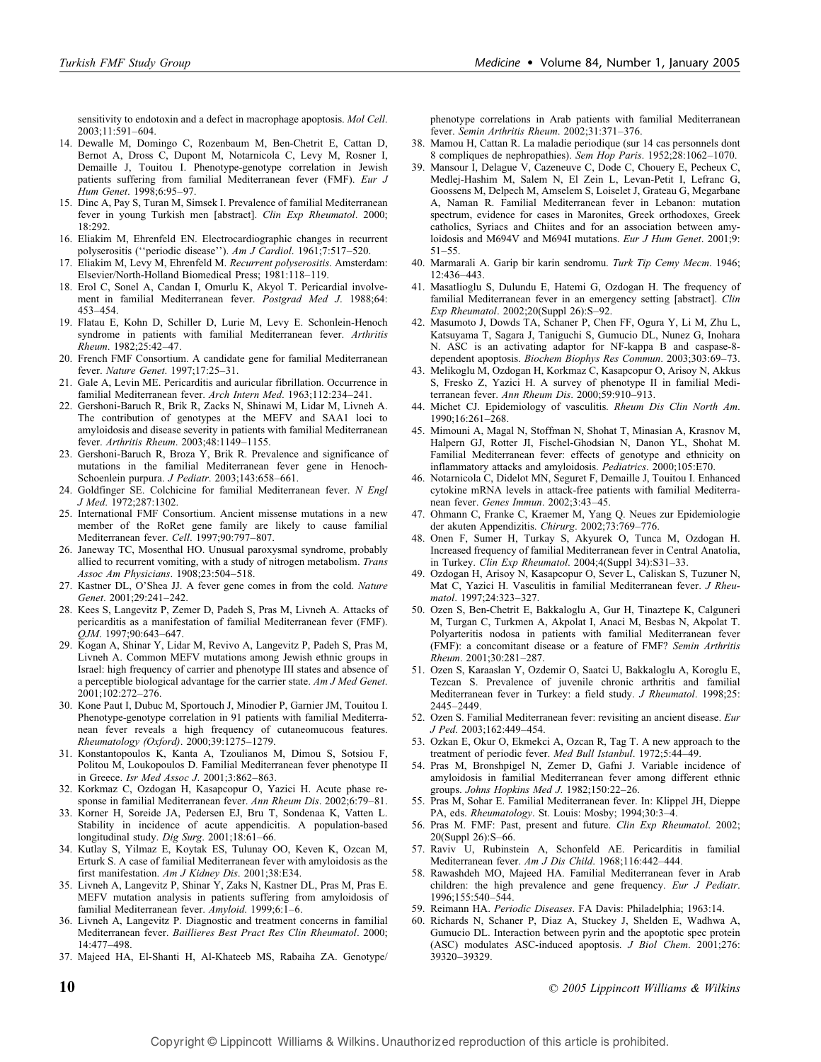sensitivity to endotoxin and a defect in macrophage apoptosis. *Mol Cell*. 2003;11:591–604.

14. Dewalle M, Domingo C, Rozenbaum M, Ben-Chetrit E, Cattan D, Bernot A, Dross C, Dupont M, Notarnicola C, Levy M, Rosner I, Demaille J, Touitou I. Phenotype-genotype correlation in Jewish patients suffering from familial Mediterranean fever (FMF). *Eur J Hum Genet*. 1998;6:95–97.
15. Dinc A, Pay S, Turan M, Simsek I. Prevalence of familial Mediterranean fever in young Turkish men [abstract]. *Clin Exp Rheumatol*. 2000; 18:292.
16. Eliakim M, Ehrenfeld EN. Electrocardiographic changes in recurrent polyserositis (''periodic disease''). *Am J Cardiol*. 1961;7:517–520.
17. Eliakim M, Levy M, Ehrenfeld M. *Recurrent polyserositis*. Amsterdam: Elsevier/North-Holland Biomedical Press; 1981:118–119.
18. Erol C, Sonel A, Candan I, Omurlu K, Akyol T. Pericardial involvement in familial Mediterranean fever. *Postgrad Med J*. 1988;64: 453–454.
19. Flatau E, Kohn D, Schiller D, Lurie M, Levy E. Schonlein-Henoch syndrome in patients with familial Mediterranean fever. *Arthritis Rheum*. 1982;25:42–47.
20. French FMF Consortium. A candidate gene for familial Mediterranean fever. *Nature Genet*. 1997;17:25–31.
21. Gale A, Levin ME. Pericarditis and auricular fibrillation. Occurrence in familial Mediterranean fever. *Arch Intern Med*. 1963;112:234–241.
22. Gershoni-Baruch R, Brik R, Zacks N, Shinawi M, Lidar M, Livneh A. The contribution of genotypes at the MEFV and SAA1 loci to amyloidosis and disease severity in patients with familial Mediterranean fever. *Arthritis Rheum*. 2003;48:1149–1155.
23. Gershoni-Baruch R, Broza Y, Brik R. Prevalence and significance of mutations in the familial Mediterranean fever gene in Henoch-Schoenlein purpura. *J Pediatr*. 2003;143:658–661.
24. Goldfinger SE. Colchicine for familial Mediterranean fever. *N Engl J Med*. 1972;287:1302.
25. International FMF Consortium. Ancient missense mutations in a new member of the RoRet gene family are likely to cause familial Mediterranean fever. *Cell*. 1997;90:797–807.
26. Janeway TC, Mosenthal HO. Unusual paroxysmal syndrome, probably allied to recurrent vomiting, with a study of nitrogen metabolism. *Trans Assoc Am Physicians*. 1908;23:504–518.
27. Kastner DL, O'Shea JJ. A fever gene comes in from the cold. *Nature Genet*. 2001;29:241–242.
28. Kees S, Langevitz P, Zemer D, Padeh S, Pras M, Livneh A. Attacks of pericarditis as a manifestation of familial Mediterranean fever (FMF). *QJM*. 1997;90:643–647.
29. Kogan A, Shinar Y, Lidar M, Revivo A, Langevitz P, Padeh S, Pras M, Livneh A. Common MEFV mutations among Jewish ethnic groups in Israel: high frequency of carrier and phenotype III states and absence of a perceptible biological advantage for the carrier state. *Am J Med Genet*. 2001;102:272–276.
30. Kone Paut I, Dubuc M, Sportouch J, Minodier P, Garnier JM, Touitou I. Phenotype-genotype correlation in 91 patients with familial Mediterranean fever reveals a high frequency of cutaneomucous features. *Rheumatology (Oxford)*. 2000;39:1275–1279.
31. Konstantopoulos K, Kanta A, Tzoulianos M, Dimou S, Sotsiou F, Politou M, Loukopoulos D. Familial Mediterranean fever phenotype II in Greece. *Isr Med Assoc J*. 2001;3:862–863.
32. Korkmaz C, Ozdogan H, Kasapcopur O, Yazici H. Acute phase response in familial Mediterranean fever. *Ann Rheum Dis*. 2002;6:79–81.
33. Korner H, Soreide JA, Pedersen EJ, Bru T, Sondenaa K, Vatten L. Stability in incidence of acute appendicitis. A population-based longitudinal study. *Dig Surg*. 2001;18:61–66.
34. Kutlay S, Yilmaz E, Koytak ES, Tulunay OO, Keven K, Ozcan M, Erturk S. A case of familial Mediterranean fever with amyloidosis as the first manifestation. *Am J Kidney Dis*. 2001;38:E34.
35. Livneh A, Langevitz P, Shinar Y, Zaks N, Kastner DL, Pras M, Pras E. MEFV mutation analysis in patients suffering from amyloidosis of familial Mediterranean fever. *Amyloid*. 1999;6:1–6.
36. Livneh A, Langevitz P. Diagnostic and treatment concerns in familial Mediterranean fever. *Baillieres Best Pract Res Clin Rheumatol*. 2000; 14:477–498.
37. Majeed HA, El-Shanti H, Al-Khateeb MS, Rabaiha ZA. Genotype/phenotype correlations in Arab patients with familial Mediterranean fever. *Semin Arthritis Rheum*. 2002;31:371–376.
38. Mamou H, Cattan R. La maladie periodique (sur 14 cas personnels dont 8 compliques de nephropathies). *Sem Hop Paris*. 1952;28:1062–1070.
39. Mansour I, Delague V, Cazeneuve C, Dode C, Chouery E, Pecheux C, Medlej-Hashim M, Salem N, El Zein L, Levan-Petit I, Lefranc G, Goossens M, Delpech M, Amselem S, Loiselet J, Grateau G, Megarbane A, Naman R. Familial Mediterranean fever in Lebanon: mutation spectrum, evidence for cases in Maronites, Greek orthodoxes, Greek catholics, Syriacs and Chiites and for an association between amyloidosis and M694V and M694I mutations. *Eur J Hum Genet*. 2001;9: 51–55.
40. Marmarali A. Garip bir karin sendromu. *Turk Tip Cemy Mecm*. 1946; 12:436–443.
41. Masatlioglu S, Dulundu E, Hatemi G, Ozdogan H. The frequency of familial Mediterranean fever in an emergency setting [abstract]. *Clin Exp Rheumatol*. 2002;20(Suppl 26):S–92.
42. Masumoto J, Dowds TA, Schaner P, Chen FF, Ogura Y, Li M, Zhu L, Katsuyama T, Sagara J, Taniguchi S, Gumucio DL, Nunez G, Inohara N. ASC is an activating adaptor for NF-kappa B and caspase-8-dependent apoptosis. *Biochem Biophys Res Commun*. 2003;303:69–73.
43. Melikoglu M, Ozdogan H, Korkmaz C, Kasapcopur O, Arisoy N, Akkus S, Fresko Z, Yazici H. A survey of phenotype II in familial Mediterranean fever. *Ann Rheum Dis*. 2000;59:910–913.
44. Michet CJ. Epidemiology of vasculitis. *Rheum Dis Clin North Am*. 1990;16:261–268.
45. Mimouni A, Magal N, Stoffman N, Shohat T, Minasian A, Krasnov M, Halpern GJ, Rotter JI, Fischel-Ghodsian N, Danon YL, Shohat M. Familial Mediterranean fever: effects of genotype and ethnicity on inflammatory attacks and amyloidosis. *Pediatrics*. 2000;105:E70.
46. Notarnicola C, Didelot MN, Seguret F, Demaille J, Touitou I. Enhanced cytokine mRNA levels in attack-free patients with familial Mediterranean fever. *Genes Immun*. 2002;3:43–45.
47. Ohmann C, Franke C, Kraemer M, Yang Q. Neues zur Epidemiologie der akuten Appendizitis. *Chirurg*. 2002;73:769–776.
48. Onen F, Sumer H, Turkay S, Akyurek O, Tunca M, Ozdogan H. Increased frequency of familial Mediterranean fever in Central Anatolia, in Turkey. *Clin Exp Rheumatol*. 2004;4(Suppl 34):S31–33.
49. Ozdogan H, Arisoy N, Kasapcopur O, Sever L, Caliskan S, Tuzuner N, Mat C, Yazici H. Vasculitis in familial Mediterranean fever. *J Rheumatol*. 1997;24:323–327.
50. Ozen S, Ben-Chetrit E, Bakkaloglu A, Gur H, Tinaztepe K, Calguneri M, Turgan C, Turkmen A, Akpolat I, Anaci M, Besbas N, Akpolat T. Polyarteritis nodosa in patients with familial Mediterranean fever (FMF): a concomitant disease or a feature of FMF? *Semin Arthritis Rheum*. 2001;30:281–287.
51. Ozen S, Karaaslan Y, Ozdemir O, Saatci U, Bakkaloglu A, Koroglu E, Tezcan S. Prevalence of juvenile chronic arthritis and familial Mediterranean fever in Turkey: a field study. *J Rheumatol*. 1998;25: 2445–2449.
52. Ozen S. Familial Mediterranean fever: revisiting an ancient disease. *Eur J Ped*. 2003;162:449–454.
53. Ozkan E, Okur O, Ekmekci A, Ozcan R, Tag T. A new approach to the treatment of periodic fever. *Med Bull Istanbul*. 1972;5:44–49.
54. Pras M, Bronshpigel N, Zemer D, Gafni J. Variable incidence of amyloidosis in familial Mediterranean fever among different ethnic groups. *Johns Hopkins Med J*. 1982;150:22–26.
55. Pras M, Sohar E. Familial Mediterranean fever. In: Klippel JH, Dieppe PA, eds. *Rheumatology*. St. Louis: Mosby; 1994;30:3–4.
56. Pras M. FMF: Past, present and future. *Clin Exp Rheumatol*. 2002; 20(Suppl 26):S–66.
57. Raviv U, Rubinstein A, Schonfeld AE. Pericarditis in familial Mediterranean fever. *Am J Dis Child*. 1968;116:442–444.
58. Rawashdeh MO, Majeed HA. Familial Mediterranean fever in Arab children: the high prevalence and gene frequency. *Eur J Pediatr*. 1996;155:540–544.
59. Reimann HA. *Periodic Diseases*. FA Davis: Philadelphia; 1963:14.
60. Richards N, Schaner P, Diaz A, Stuckey J, Shelden E, Wadhwa A, Gumucio DL. Interaction between pyrin and the apoptotic spec protein (ASC) modulates ASC-induced apoptosis. *J Biol Chem*. 2001;276: 39320–39329.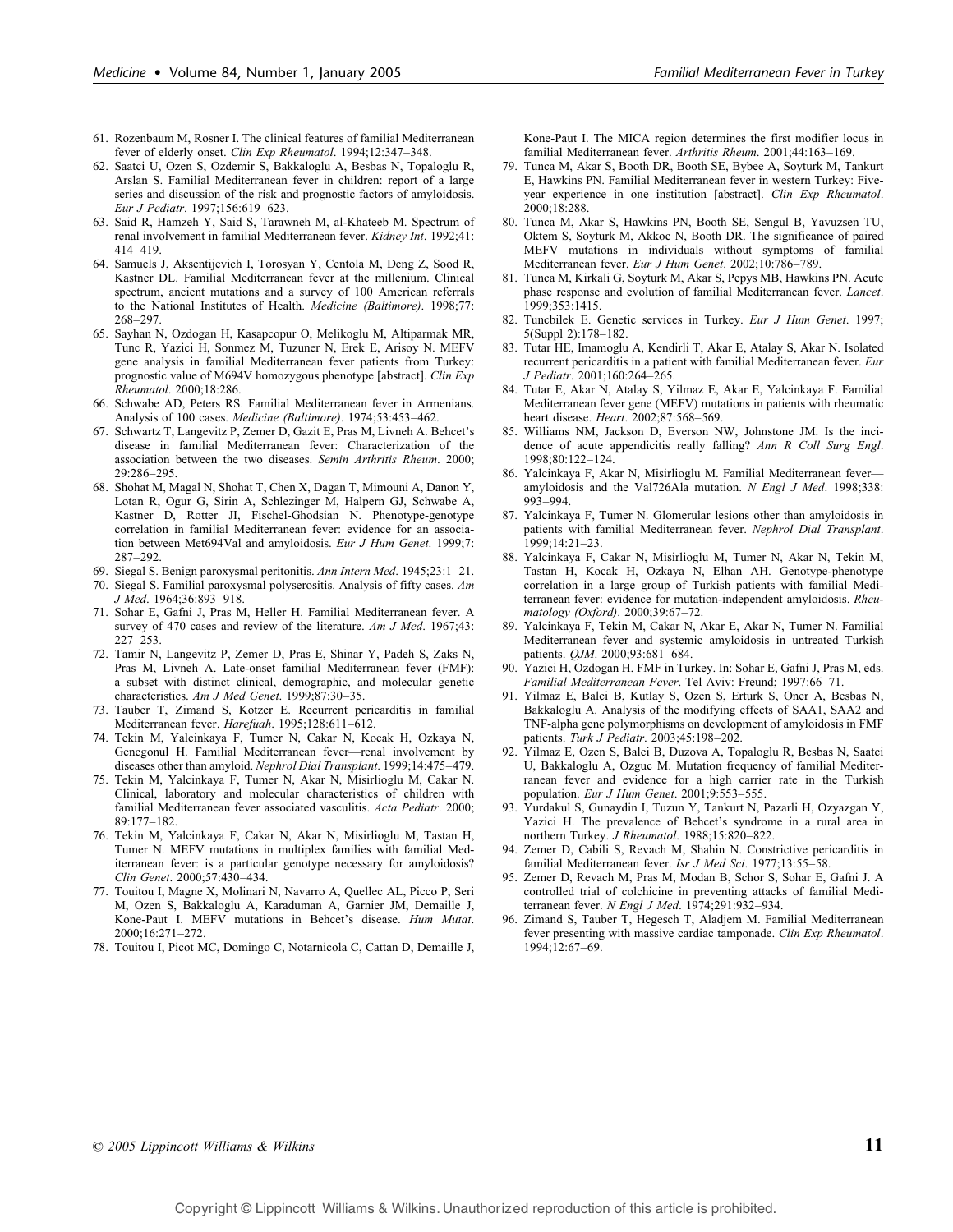61. Rozenbaum M, Rosner I. The clinical features of familial Mediterranean fever of elderly onset. *Clin Exp Rheumatol*. 1994;12:347–348.
62. Saatci U, Ozen S, Ozdemir S, Bakkaloglu A, Besbas N, Topaloglu R, Arslan S. Familial Mediterranean fever in children: report of a large series and discussion of the risk and prognostic factors of amyloidosis. *Eur J Pediatr*. 1997;156:619–623.
63. Said R, Hamzeh Y, Said S, Tarawneh M, al-Khateeb M. Spectrum of renal involvement in familial Mediterranean fever. *Kidney Int*. 1992;41: 414–419.
64. Samuels J, Aksentijevich I, Torosyan Y, Centola M, Deng Z, Sood R, Kastner DL. Familial Mediterranean fever at the millenium. Clinical spectrum, ancient mutations and a survey of 100 American referrals to the National Institutes of Health. *Medicine (Baltimore)*. 1998;77: 268–297.
65. Sayhan N, Ozdogan H, Kasapcopur O, Melikoglu M, Altiparmak MR, Tunc R, Yazici H, Sonmez M, Tuzuner N, Erek E, Arisoy N. MEFV gene analysis in familial Mediterranean fever patients from Turkey: prognostic value of M694V homozygous phenotype [abstract]. *Clin Exp Rheumatol*. 2000;18:286.
66. Schwabe AD, Peters RS. Familial Mediterranean fever in Armenians. Analysis of 100 cases. *Medicine (Baltimore)*. 1974;53:453–462.
67. Schwartz T, Langevitz P, Zemer D, Gazit E, Pras M, Livneh A. Behcet's disease in familial Mediterranean fever: Characterization of the association between the two diseases. *Semin Arthritis Rheum*. 2000; 29:286–295.
68. Shohat M, Magal N, Shohat T, Chen X, Dagan T, Mimouni A, Danon Y, Lotan R, Ogur G, Sirin A, Schlezinger M, Halpern GJ, Schwabe A, Kastner D, Rotter JI, Fischel-Ghodsian N. Phenotype-genotype correlation in familial Mediterranean fever: evidence for an association between Met694Val and amyloidosis. *Eur J Hum Genet*. 1999;7: 287–292.
69. Siegal S. Benign paroxysmal peritonitis. *Ann Intern Med*. 1945;23:1–21.
70. Siegal S. Familial paroxysmal polyserositis. Analysis of fifty cases. *Am J Med*. 1964;36:893–918.
71. Sohar E, Gafni J, Pras M, Heller H. Familial Mediterranean fever. A survey of 470 cases and review of the literature. *Am J Med*. 1967;43: 227–253.
72. Tamir N, Langevitz P, Zemer D, Pras E, Shinar Y, Padeh S, Zaks N, Pras M, Livneh A. Late-onset familial Mediterranean fever (FMF): a subset with distinct clinical, demographic, and molecular genetic characteristics. *Am J Med Genet*. 1999;87:30–35.
73. Tauber T, Zimand S, Kotzer E. Recurrent pericarditis in familial Mediterranean fever. *Harefuah*. 1995;128:611–612.
74. Tekin M, Yalcinkaya F, Tumer N, Cakar N, Kocak H, Ozkaya N, Gencgonul H. Familial Mediterranean fever—renal involvement by diseases other than amyloid. *Nephrol Dial Transplant*. 1999;14:475–479.
75. Tekin M, Yalcinkaya F, Tumer N, Akar N, Misirlioglu M, Cakar N. Clinical, laboratory and molecular characteristics of children with familial Mediterranean fever associated vasculitis. *Acta Pediatr*. 2000; 89:177–182.
76. Tekin M, Yalcinkaya F, Cakar N, Akar N, Misirlioglu M, Tastan H, Tumer N. MEFV mutations in multiplex families with familial Mediterranean fever: is a particular genotype necessary for amyloidosis? *Clin Genet*. 2000;57:430–434.
77. Touitou I, Magne X, Molinari N, Navarro A, Quellec AL, Picco P, Seri M, Ozen S, Bakkaloglu A, Karaduman A, Garnier JM, Demaille J, Kone-Paut I. MEFV mutations in Behcet's disease. *Hum Mutat*. 2000;16:271–272.
78. Touitou I, Picot MC, Domingo C, Notarnicola C, Cattan D, Demaille J, Kone-Paut I. The MICA region determines the first modifier locus in familial Mediterranean fever. *Arthritis Rheum*. 2001;44:163–169.
79. Tunca M, Akar S, Booth DR, Booth SE, Bybee A, Soyturk M, Tankurt E, Hawkins PN. Familial Mediterranean fever in western Turkey: Five-year experience in one institution [abstract]. *Clin Exp Rheumatol*. 2000;18:288.
80. Tunca M, Akar S, Hawkins PN, Booth SE, Sengul B, Yavuzsen TU, Oktem S, Soyturk M, Akkoc N, Booth DR. The significance of paired MEFV mutations in individuals without symptoms of familial Mediterranean fever. *Eur J Hum Genet*. 2002;10:786–789.
81. Tunca M, Kirkali G, Soyturk M, Akar S, Pepys MB, Hawkins PN. Acute phase response and evolution of familial Mediterranean fever. *Lancet*. 1999;353:1415.
82. Tuncbilek E. Genetic services in Turkey. *Eur J Hum Genet*. 1997; 5(Suppl 2):178–182.
83. Tutar HE, Imamoglu A, Kendirli T, Akar E, Atalay S, Akar N. Isolated recurrent pericarditis in a patient with familial Mediterranean fever. *Eur J Pediatr*. 2001;160:264–265.
84. Tutar E, Akar N, Atalay S, Yilmaz E, Akar E, Yalcinkaya F. Familial Mediterranean fever gene (MEFV) mutations in patients with rheumatic heart disease. *Heart*. 2002;87:568–569.
85. Williams NM, Jackson D, Everson NW, Johnstone JM. Is the incidence of acute appendicitis really falling? *Ann R Coll Surg Engl*. 1998;80:122–124.
86. Yalcinkaya F, Akar N, Misirlioglu M. Familial Mediterranean fever—amyloidosis and the Val726Ala mutation. *N Engl J Med*. 1998;338: 993–994.
87. Yalcinkaya F, Tumer N. Glomerular lesions other than amyloidosis in patients with familial Mediterranean fever. *Nephrol Dial Transplant*. 1999;14:21–23.
88. Yalcinkaya F, Cakar N, Misirlioglu M, Tumer N, Akar N, Tekin M, Tastan H, Kocak H, Ozkaya N, Elhan AH. Genotype-phenotype correlation in a large group of Turkish patients with familial Mediterranean fever: evidence for mutation-independent amyloidosis. *Rheumatology (Oxford)*. 2000;39:67–72.
89. Yalcinkaya F, Tekin M, Cakar N, Akar E, Akar N, Tumer N. Familial Mediterranean fever and systemic amyloidosis in untreated Turkish patients. *QJM*. 2000;93:681–684.
90. Yazici H, Ozdogan H. FMF in Turkey. In: Sohar E, Gafni J, Pras M, eds. *Familial Mediterranean Fever*. Tel Aviv: Freund; 1997:66–71.
91. Yilmaz E, Balci B, Kutlay S, Ozen S, Erturk S, Oner A, Besbas N, Bakkaloglu A. Analysis of the modifying effects of SAA1, SAA2 and TNF-alpha gene polymorphisms on development of amyloidosis in FMF patients. *Turk J Pediatr*. 2003;45:198–202.
92. Yilmaz E, Ozen S, Balci B, Duzova A, Topaloglu R, Besbas N, Saatci U, Bakkaloglu A, Ozguc M. Mutation frequency of familial Mediterranean fever and evidence for a high carrier rate in the Turkish population. *Eur J Hum Genet*. 2001;9:553–555.
93. Yurdakul S, Gunaydin I, Tuzun Y, Tankurt N, Pazarli H, Ozyazgan Y, Yazici H. The prevalence of Behcet's syndrome in a rural area in northern Turkey. *J Rheumatol*. 1988;15:820–822.
94. Zemer D, Cabili S, Revach M, Shahin N. Constrictive pericarditis in familial Mediterranean fever. *Isr J Med Sci*. 1977;13:55–58.
95. Zemer D, Revach M, Pras M, Modan B, Schor S, Sohar E, Gafni J. A controlled trial of colchicine in preventing attacks of familial Mediterranean fever. *N Engl J Med*. 1974;291:932–934.
96. Zimand S, Tauber T, Hegesch T, Aladjem M. Familial Mediterranean fever presenting with massive cardiac tamponade. *Clin Exp Rheumatol*. 1994;12:67–69.